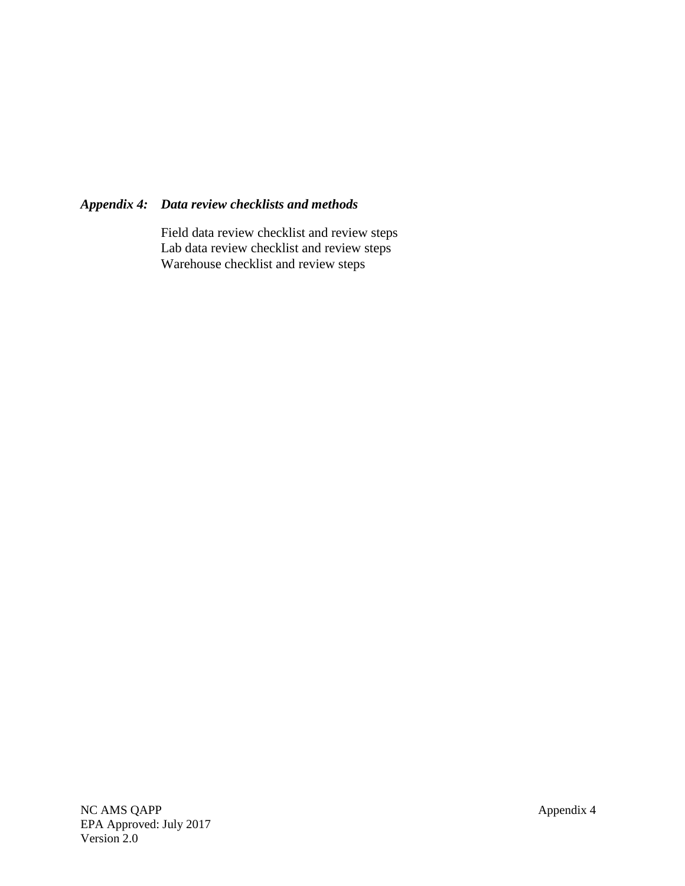***Appendix 4: Data review checklists and methods***

Field data review checklist and review steps
Lab data review checklist and review steps
Warehouse checklist and review steps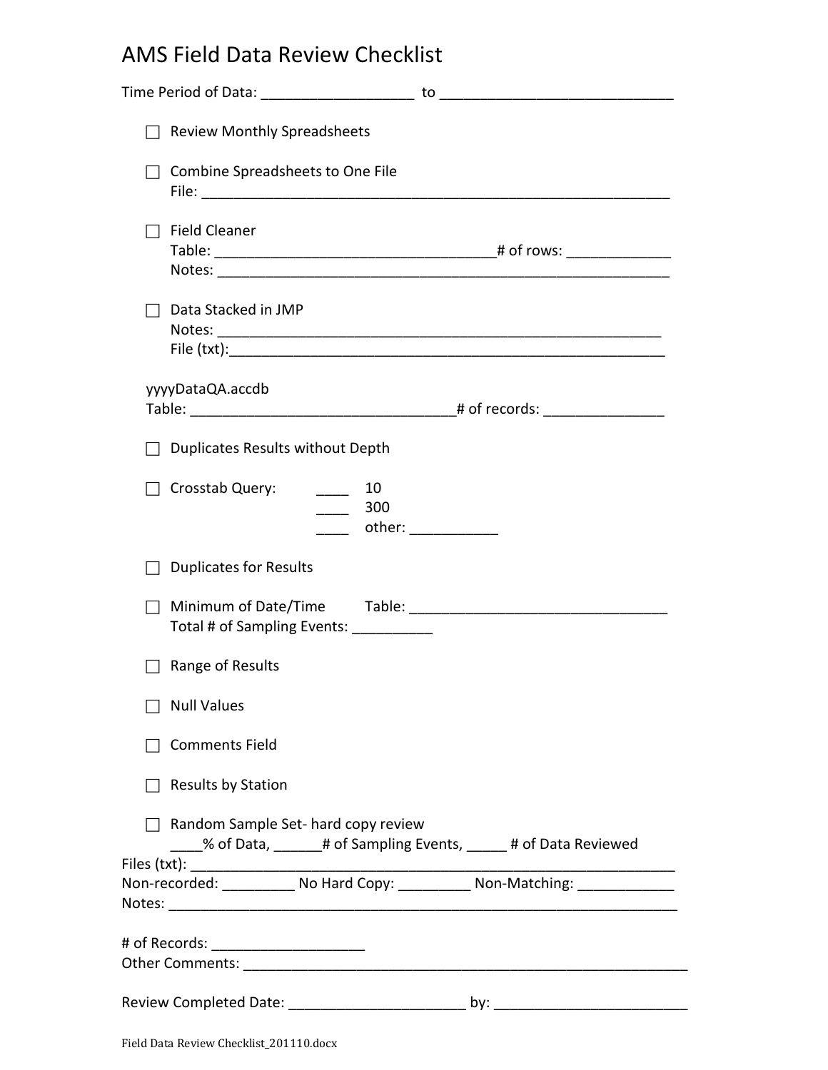# AMS Field Data Review Checklist

Time Period of Data: ___________________ to _____________________________

☐ Review Monthly Spreadsheets

☐ Combine Spreadsheets to One File
File: ___________________________________________________________

☐ Field Cleaner
Table: ___________________________________# of rows: ____________
Notes: __________________________________________________________

☐ Data Stacked in JMP
Notes: _________________________________________________________
File (txt):_______________________________________________________

yyyyDataQA.accdb
Table: _________________________________# of records: ______________

☐ Duplicates Results without Depth

☐ Crosstab Query:
____ 10
____ 300
____ other: ___________

☐ Duplicates for Results

☐ Minimum of Date/Time Table: ________________________________
Total # of Sampling Events: __________

☐ Range of Results

☐ Null Values

☐ Comments Field

☐ Results by Station

☐ Random Sample Set- hard copy review
____% of Data, ______# of Sampling Events, _____ # of Data Reviewed

Files (txt): ______________________________________________________________
Non-recorded: _________ No Hard Copy: _________ Non-Matching: ____________
Notes: ___________________________________________________________________

# of Records: ___________________
Other Comments: __________________________________________________________

Review Completed Date: ______________________ by: ________________________

Field Data Review Checklist_201110.docx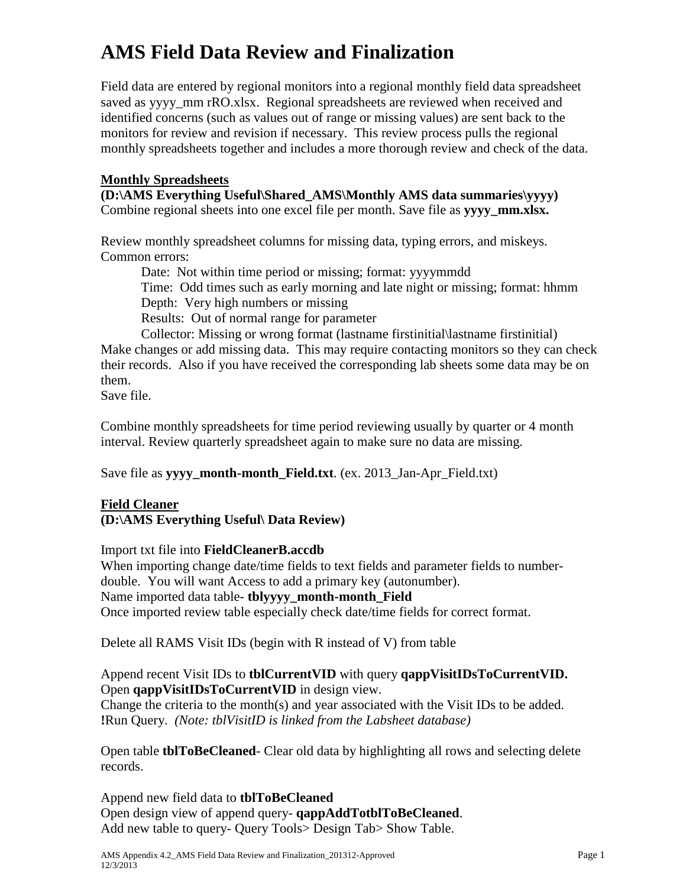# AMS Field Data Review and Finalization

Field data are entered by regional monitors into a regional monthly field data spreadsheet saved as yyyy_mm rRO.xlsx. Regional spreadsheets are reviewed when received and identified concerns (such as values out of range or missing values) are sent back to the monitors for review and revision if necessary. This review process pulls the regional monthly spreadsheets together and includes a more thorough review and check of the data.

**Monthly Spreadsheets**
**(D:\AMS Everything Useful\Shared_AMS\Monthly AMS data summaries\yyyy)**
Combine regional sheets into one excel file per month. Save file as **yyyy_mm.xlsx.**

Review monthly spreadsheet columns for missing data, typing errors, and miskeys. Common errors:

- Date: Not within time period or missing; format: yyyymmdd
- Time: Odd times such as early morning and late night or missing; format: hhmm
- Depth: Very high numbers or missing
- Results: Out of normal range for parameter
- Collector: Missing or wrong format (lastname firstinitial\lastname firstinitial)

Make changes or add missing data. This may require contacting monitors so they can check their records. Also if you have received the corresponding lab sheets some data may be on them.
Save file.

Combine monthly spreadsheets for time period reviewing usually by quarter or 4 month interval. Review quarterly spreadsheet again to make sure no data are missing.

Save file as **yyyy_month-month_Field.txt**. (ex. 2013_Jan-Apr_Field.txt)

**Field Cleaner**
**(D:\AMS Everything Useful\ Data Review)**

Import txt file into **FieldCleanerB.accdb**
When importing change date/time fields to text fields and parameter fields to number-double. You will want Access to add a primary key (autonumber).
Name imported data table- **tblyyyy_month-month_Field**
Once imported review table especially check date/time fields for correct format.

Delete all RAMS Visit IDs (begin with R instead of V) from table

Append recent Visit IDs to **tblCurrentVID** with query **qappVisitIDsToCurrentVID.**
Open **qappVisitIDsToCurrentVID** in design view.
Change the criteria to the month(s) and year associated with the Visit IDs to be added.
**!**Run Query. *(Note: tblVisitID is linked from the Labsheet database)*

Open table **tblToBeCleaned**- Clear old data by highlighting all rows and selecting delete records.

Append new field data to **tblToBeCleaned**
Open design view of append query- **qappAddTotblToBeCleaned**.
Add new table to query- Query Tools> Design Tab> Show Table.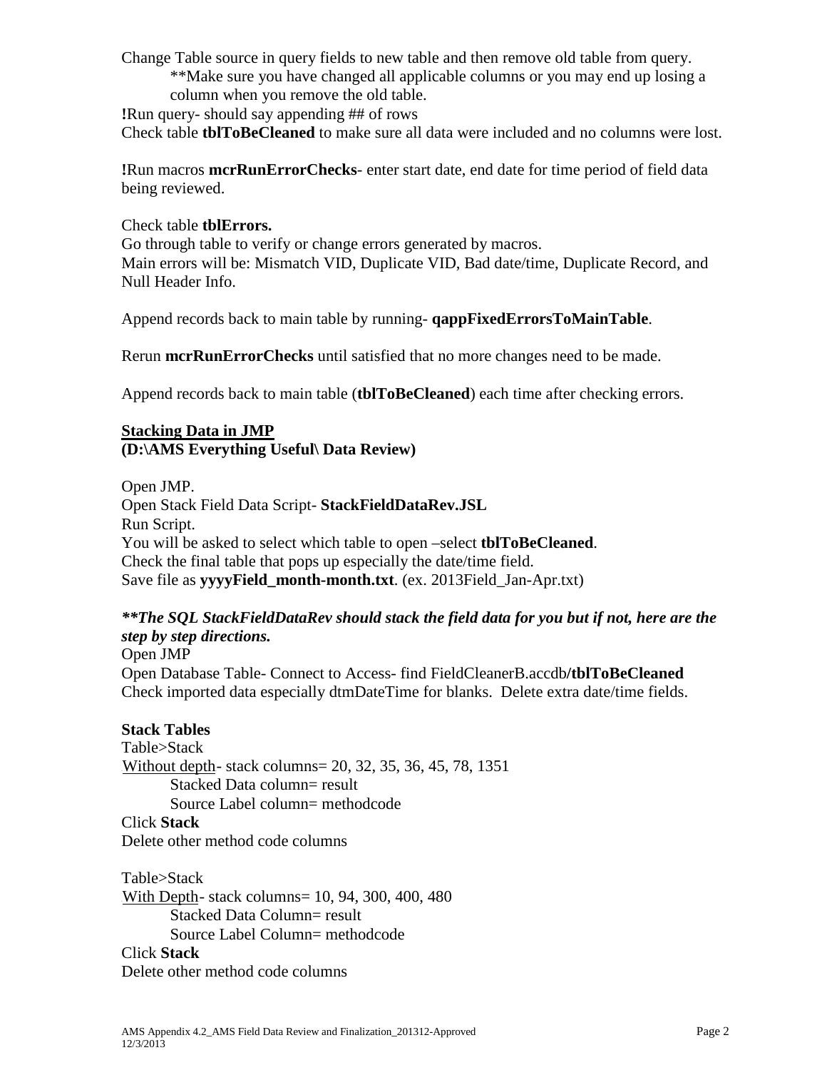Change Table source in query fields to new table and then remove old table from query.

> **Make sure you have changed all applicable columns or you may end up losing a column when you remove the old table.

**!**Run query- should say appending ## of rows

Check table **tblToBeCleaned** to make sure all data were included and no columns were lost.

**!**Run macros **mcrRunErrorChecks**- enter start date, end date for time period of field data being reviewed.

Check table **tblErrors.**

Go through table to verify or change errors generated by macros.

Main errors will be: Mismatch VID, Duplicate VID, Bad date/time, Duplicate Record, and Null Header Info.

Append records back to main table by running- **qappFixedErrorsToMainTable**.

Rerun **mcrRunErrorChecks** until satisfied that no more changes need to be made.

Append records back to main table (**tblToBeCleaned**) each time after checking errors.

**<u>Stacking Data in JMP</u>**
**(D:\AMS Everything Useful\ Data Review)**

Open JMP.

Open Stack Field Data Script- **StackFieldDataRev.JSL**

Run Script.

You will be asked to select which table to open –select **tblToBeCleaned**.

Check the final table that pops up especially the date/time field.

Save file as **yyyyField_month-month.txt**. (ex. 2013Field_Jan-Apr.txt)

***\*\*The SQL StackFieldDataRev should stack the field data for you but if not, here are the step by step directions.***

Open JMP

Open Database Table- Connect to Access- find FieldCleanerB.accdb/**tblToBeCleaned**

Check imported data especially dtmDateTime for blanks. Delete extra date/time fields.

**Stack Tables**

Table>Stack

<u>Without depth</u>- stack columns= 20, 32, 35, 36, 45, 78, 1351

> Stacked Data column= result
>
> Source Label column= methodcode

Click **Stack**

Delete other method code columns

Table>Stack

<u>With Depth</u>- stack columns= 10, 94, 300, 400, 480

> Stacked Data Column= result
>
> Source Label Column= methodcode

Click **Stack**

Delete other method code columns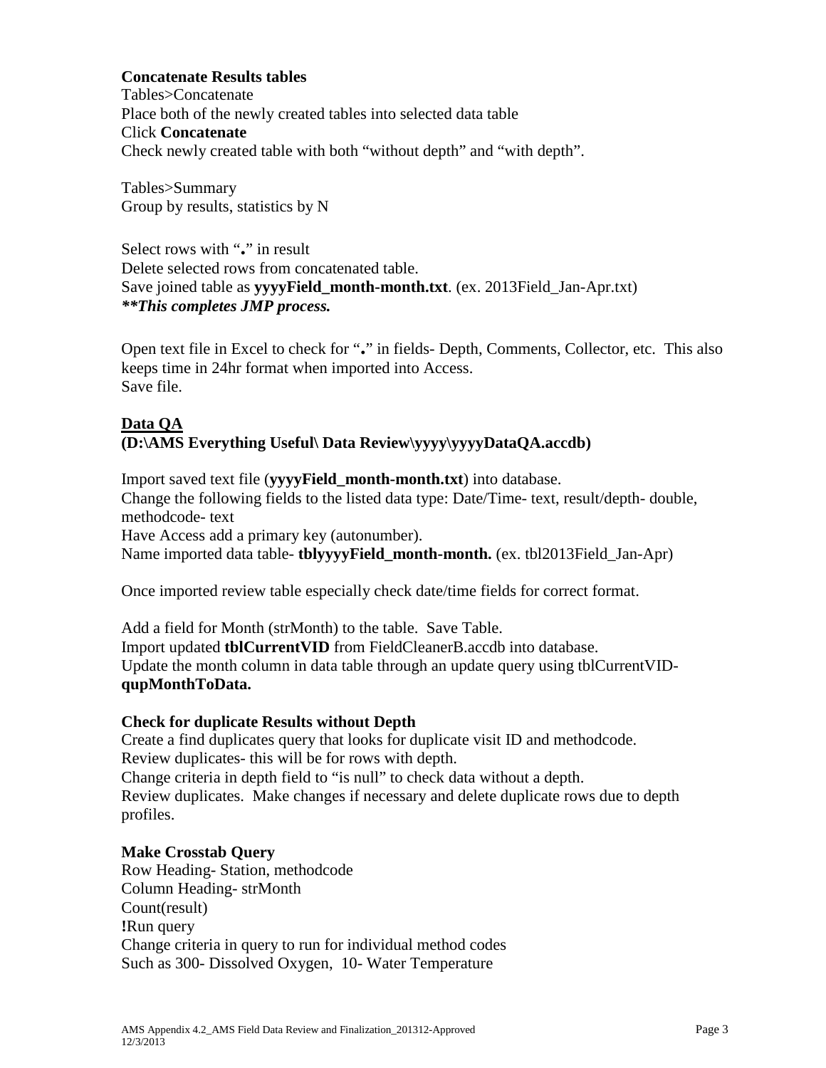**Concatenate Results tables**
Tables>Concatenate
Place both of the newly created tables into selected data table
Click **Concatenate**
Check newly created table with both "without depth" and "with depth".

Tables>Summary
Group by results, statistics by N

Select rows with "**.**" in result
Delete selected rows from concatenated table.
Save joined table as **yyyyField_month-month.txt**. (ex. 2013Field_Jan-Apr.txt)
***\*\*This completes JMP process.***

Open text file in Excel to check for "**.**" in fields- Depth, Comments, Collector, etc. This also keeps time in 24hr format when imported into Access.
Save file.

## Data QA
**(D:\AMS Everything Useful\ Data Review\yyyy\yyyyDataQA.accdb)**

Import saved text file (**yyyyField_month-month.txt**) into database.
Change the following fields to the listed data type: Date/Time- text, result/depth- double, methodcode- text
Have Access add a primary key (autonumber).
Name imported data table- **tblyyyyField_month-month.** (ex. tbl2013Field_Jan-Apr)

Once imported review table especially check date/time fields for correct format.

Add a field for Month (strMonth) to the table. Save Table.
Import updated **tblCurrentVID** from FieldCleanerB.accdb into database.
Update the month column in data table through an update query using tblCurrentVID- **qupMonthToData.**

**Check for duplicate Results without Depth**
Create a find duplicates query that looks for duplicate visit ID and methodcode.
Review duplicates- this will be for rows with depth.
Change criteria in depth field to "is null" to check data without a depth.
Review duplicates. Make changes if necessary and delete duplicate rows due to depth profiles.

**Make Crosstab Query**
Row Heading- Station, methodcode
Column Heading- strMonth
Count(result)
**!**Run query
Change criteria in query to run for individual method codes
Such as 300- Dissolved Oxygen, 10- Water Temperature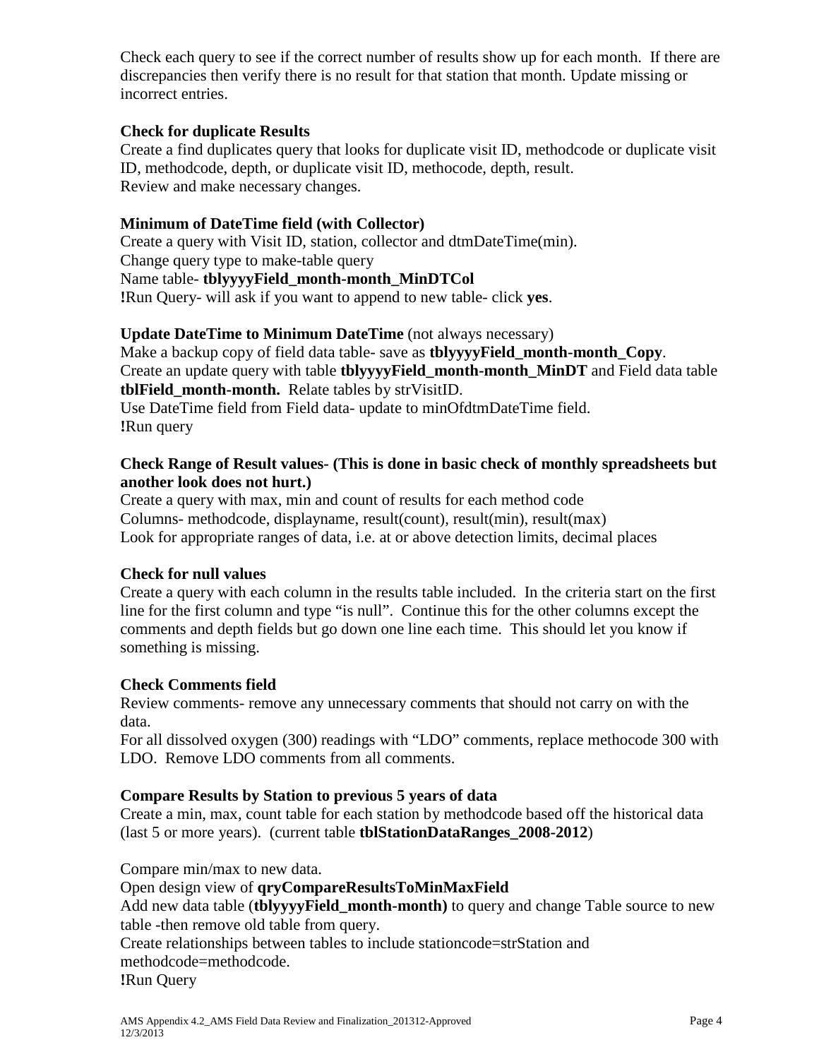Check each query to see if the correct number of results show up for each month. If there are discrepancies then verify there is no result for that station that month. Update missing or incorrect entries.

**Check for duplicate Results**

Create a find duplicates query that looks for duplicate visit ID, methodcode or duplicate visit ID, methodcode, depth, or duplicate visit ID, methocode, depth, result.
Review and make necessary changes.

**Minimum of DateTime field (with Collector)**

Create a query with Visit ID, station, collector and dtmDateTime(min).
Change query type to make-table query
Name table- **tblyyyyField_month-month_MinDTCol**
**!**Run Query- will ask if you want to append to new table- click **yes**.

**Update DateTime to Minimum DateTime** (not always necessary)

Make a backup copy of field data table- save as **tblyyyyField_month-month_Copy**.
Create an update query with table **tblyyyyField_month-month_MinDT** and Field data table **tblField_month-month.** Relate tables by strVisitID.
Use DateTime field from Field data- update to minOfdtmDateTime field.
**!**Run query

**Check Range of Result values- (This is done in basic check of monthly spreadsheets but another look does not hurt.)**

Create a query with max, min and count of results for each method code
Columns- methodcode, displayname, result(count), result(min), result(max)
Look for appropriate ranges of data, i.e. at or above detection limits, decimal places

**Check for null values**

Create a query with each column in the results table included. In the criteria start on the first line for the first column and type "is null". Continue this for the other columns except the comments and depth fields but go down one line each time. This should let you know if something is missing.

**Check Comments field**

Review comments- remove any unnecessary comments that should not carry on with the data.
For all dissolved oxygen (300) readings with "LDO" comments, replace methocode 300 with LDO. Remove LDO comments from all comments.

**Compare Results by Station to previous 5 years of data**

Create a min, max, count table for each station by methodcode based off the historical data (last 5 or more years). (current table **tblStationDataRanges_2008-2012**)

Compare min/max to new data.
Open design view of **qryCompareResultsToMinMaxField**
Add new data table (**tblyyyyField_month-month)** to query and change Table source to new table -then remove old table from query.
Create relationships between tables to include stationcode=strStation and methodcode=methodcode.
**!**Run Query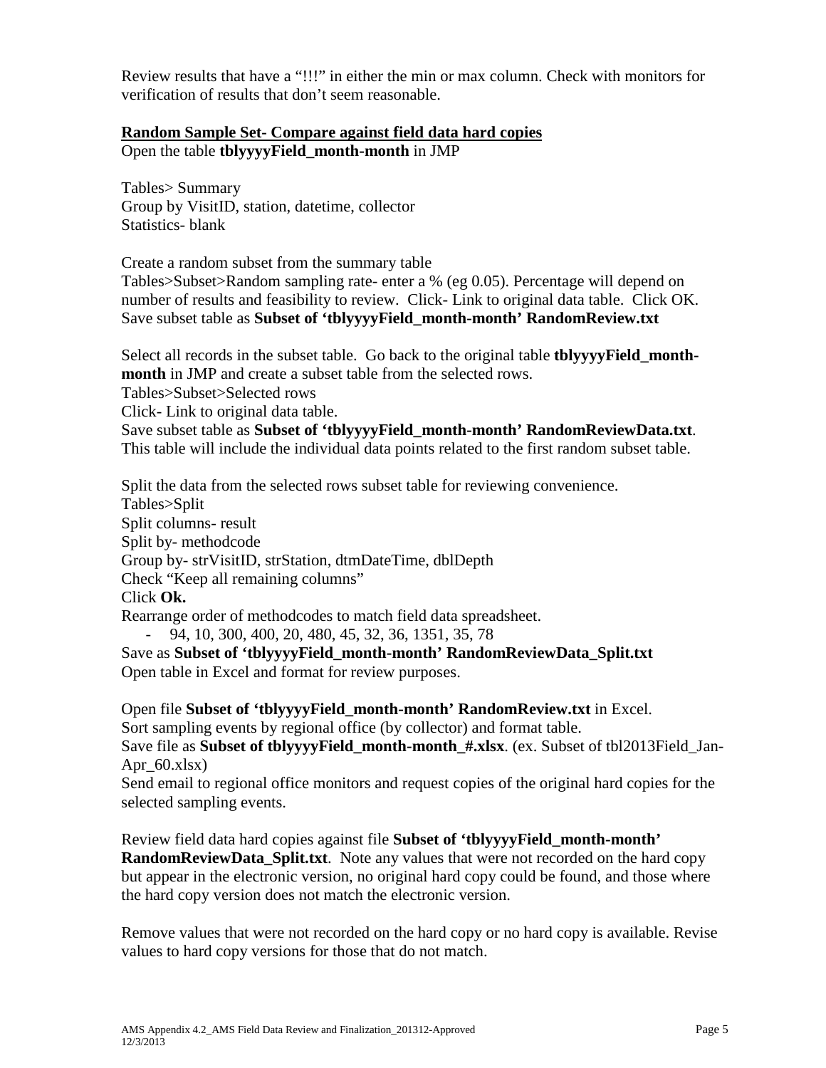Review results that have a "!!!" in either the min or max column. Check with monitors for verification of results that don't seem reasonable.

**Random Sample Set- Compare against field data hard copies**

Open the table **tblyyyyField_month-month** in JMP

Tables> Summary
Group by VisitID, station, datetime, collector
Statistics- blank

Create a random subset from the summary table
Tables>Subset>Random sampling rate- enter a % (eg 0.05). Percentage will depend on number of results and feasibility to review. Click- Link to original data table. Click OK.
Save subset table as **Subset of 'tblyyyyField_month-month' RandomReview.txt**

Select all records in the subset table. Go back to the original table **tblyyyyField_month-month** in JMP and create a subset table from the selected rows.
Tables>Subset>Selected rows
Click- Link to original data table.
Save subset table as **Subset of 'tblyyyyField_month-month' RandomReviewData.txt**. This table will include the individual data points related to the first random subset table.

Split the data from the selected rows subset table for reviewing convenience.
Tables>Split
Split columns- result
Split by- methodcode
Group by- strVisitID, strStation, dtmDateTime, dblDepth
Check "Keep all remaining columns"
Click **Ok.**
Rearrange order of methodcodes to match field data spreadsheet.

- 94, 10, 300, 400, 20, 480, 45, 32, 36, 1351, 35, 78

Save as **Subset of 'tblyyyyField_month-month' RandomReviewData_Split.txt**
Open table in Excel and format for review purposes.

Open file **Subset of 'tblyyyyField_month-month' RandomReview.txt** in Excel.
Sort sampling events by regional office (by collector) and format table.
Save file as **Subset of tblyyyyField_month-month_#.xlsx**. (ex. Subset of tbl2013Field_Jan-Apr_60.xlsx)
Send email to regional office monitors and request copies of the original hard copies for the selected sampling events.

Review field data hard copies against file **Subset of 'tblyyyyField_month-month' RandomReviewData_Split.txt**. Note any values that were not recorded on the hard copy but appear in the electronic version, no original hard copy could be found, and those where the hard copy version does not match the electronic version.

Remove values that were not recorded on the hard copy or no hard copy is available. Revise values to hard copy versions for those that do not match.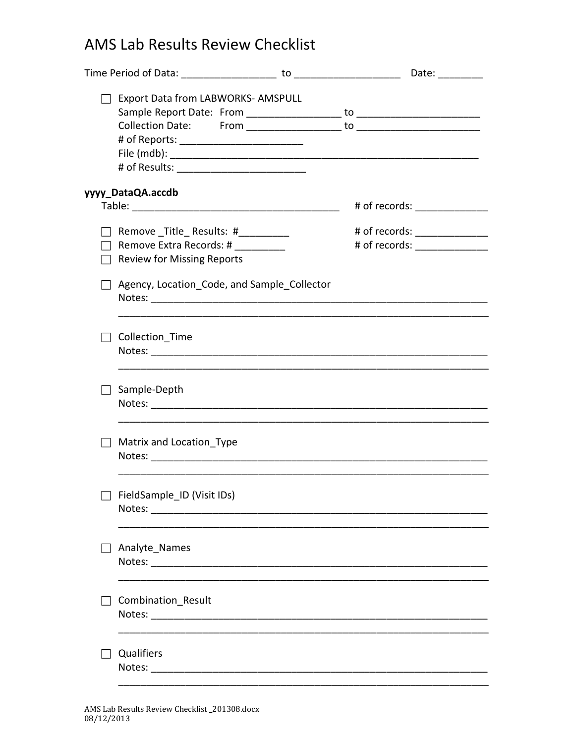# AMS Lab Results Review Checklist

Time Period of Data: _________________ to ___________________ Date: ________

- ☐ Export Data from LABWORKS- AMSPULL
  Sample Report Date: From _________________ to ______________________
  Collection Date: From _________________ to ______________________
  # of Reports: ______________________
  File (mdb): ________________________________________________________
  # of Results: _______________________

**yyyy_DataQA.accdb**

Table: _____________________________________ # of records: _____________

- ☐ Remove _Title_ Results: #_________ # of records: _____________
- ☐ Remove Extra Records: # _________ # of records: _____________
- ☐ Review for Missing Reports

- ☐ Agency, Location_Code, and Sample_Collector
  Notes: ______________________________________________________________
  ____________________________________________________________________

- ☐ Collection_Time
  Notes: ______________________________________________________________
  ____________________________________________________________________

- ☐ Sample-Depth
  Notes: ______________________________________________________________
  ____________________________________________________________________

- ☐ Matrix and Location_Type
  Notes: ______________________________________________________________
  ____________________________________________________________________

- ☐ FieldSample_ID (Visit IDs)
  Notes: ______________________________________________________________
  ____________________________________________________________________

- ☐ Analyte_Names
  Notes: ______________________________________________________________
  ____________________________________________________________________

- ☐ Combination_Result
  Notes: ______________________________________________________________
  ____________________________________________________________________

- ☐ Qualifiers
  Notes: ______________________________________________________________
  ____________________________________________________________________

AMS Lab Results Review Checklist _201308.docx
08/12/2013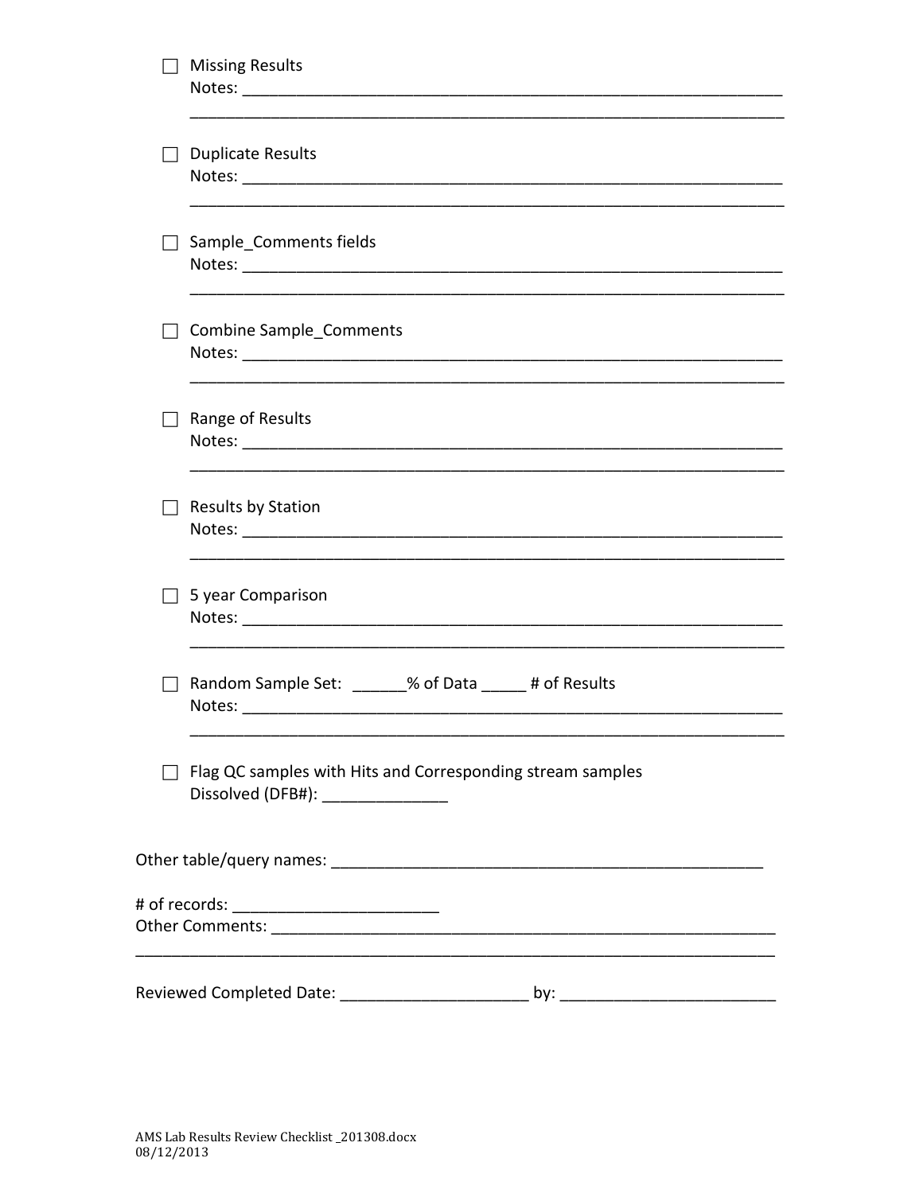- ☐ Missing Results
  Notes: ______________________________________________________________
  ____________________________________________________________________

- ☐ Duplicate Results
  Notes: ______________________________________________________________
  ____________________________________________________________________

- ☐ Sample_Comments fields
  Notes: ______________________________________________________________
  ____________________________________________________________________

- ☐ Combine Sample_Comments
  Notes: ______________________________________________________________
  ____________________________________________________________________

- ☐ Range of Results
  Notes: ______________________________________________________________
  ____________________________________________________________________

- ☐ Results by Station
  Notes: ______________________________________________________________
  ____________________________________________________________________

- ☐ 5 year Comparison
  Notes: ______________________________________________________________
  ____________________________________________________________________

- ☐ Random Sample Set: ______% of Data _____ # of Results
  Notes: ______________________________________________________________
  ____________________________________________________________________

- ☐ Flag QC samples with Hits and Corresponding stream samples
  Dissolved (DFB#): ______________

Other table/query names: _________________________________________________

# of records: _______________________
Other Comments: __________________________________________________________
_________________________________________________________________________

Reviewed Completed Date: _____________________ by: ________________________

AMS Lab Results Review Checklist _201308.docx
08/12/2013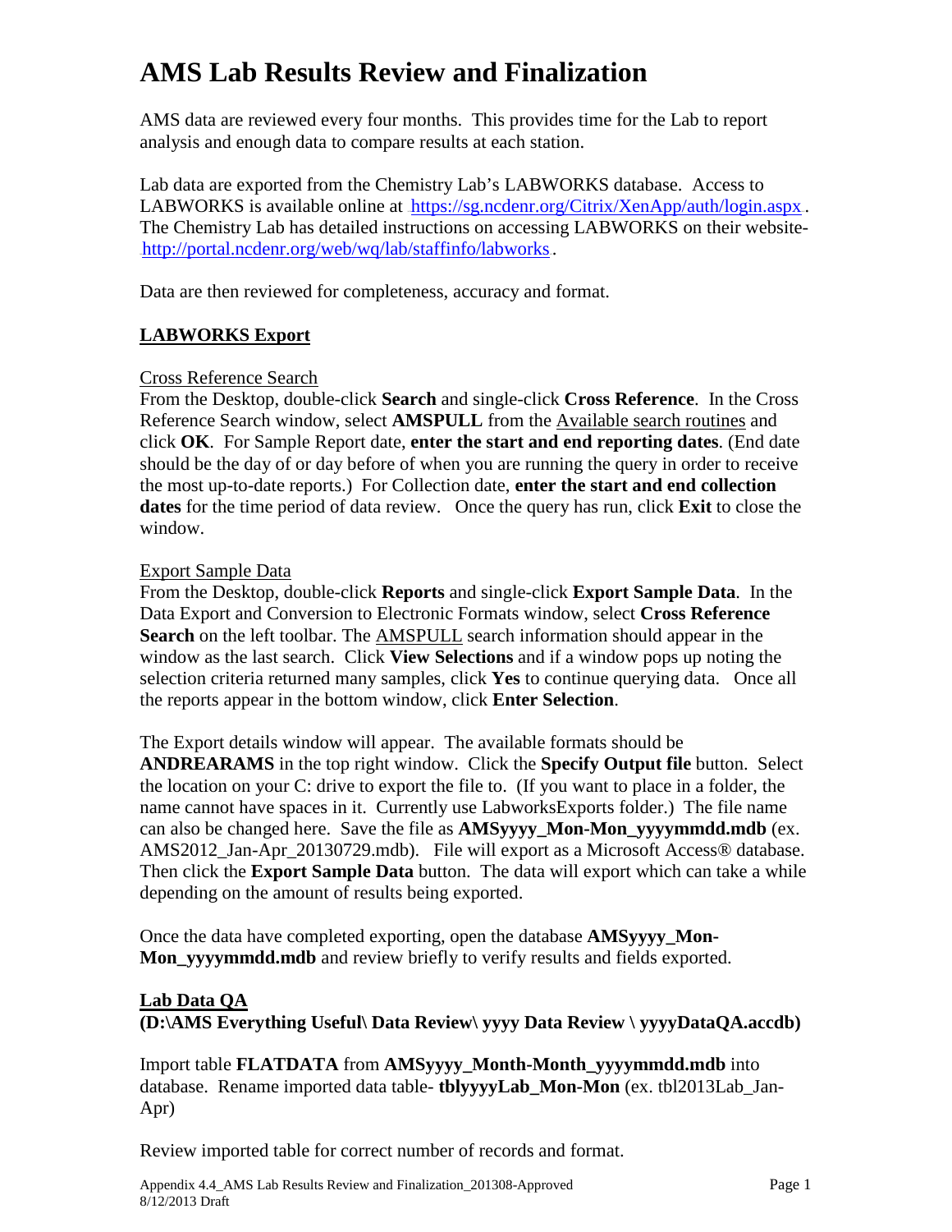# AMS Lab Results Review and Finalization

AMS data are reviewed every four months. This provides time for the Lab to report analysis and enough data to compare results at each station.

Lab data are exported from the Chemistry Lab's LABWORKS database. Access to LABWORKS is available online at https://sg.ncdenr.org/Citrix/XenApp/auth/login.aspx. The Chemistry Lab has detailed instructions on accessing LABWORKS on their website- http://portal.ncdenr.org/web/wq/lab/staffinfo/labworks.

Data are then reviewed for completeness, accuracy and format.

## LABWORKS Export

### Cross Reference Search

From the Desktop, double-click **Search** and single-click **Cross Reference**. In the Cross Reference Search window, select **AMSPULL** from the Available search routines and click **OK**. For Sample Report date, **enter the start and end reporting dates**. (End date should be the day of or day before of when you are running the query in order to receive the most up-to-date reports.) For Collection date, **enter the start and end collection dates** for the time period of data review. Once the query has run, click **Exit** to close the window.

### Export Sample Data

From the Desktop, double-click **Reports** and single-click **Export Sample Data**. In the Data Export and Conversion to Electronic Formats window, select **Cross Reference Search** on the left toolbar. The AMSPULL search information should appear in the window as the last search. Click **View Selections** and if a window pops up noting the selection criteria returned many samples, click **Yes** to continue querying data. Once all the reports appear in the bottom window, click **Enter Selection**.

The Export details window will appear. The available formats should be **ANDREARAMS** in the top right window. Click the **Specify Output file** button. Select the location on your C: drive to export the file to. (If you want to place in a folder, the name cannot have spaces in it. Currently use LabworksExports folder.) The file name can also be changed here. Save the file as **AMSyyyy_Mon-Mon_yyyymmdd.mdb** (ex. AMS2012_Jan-Apr_20130729.mdb). File will export as a Microsoft Access® database. Then click the **Export Sample Data** button. The data will export which can take a while depending on the amount of results being exported.

Once the data have completed exporting, open the database **AMSyyyy_Mon-Mon_yyyymmdd.mdb** and review briefly to verify results and fields exported.

## Lab Data QA

**(D:\AMS Everything Useful\ Data Review\ yyyy Data Review \ yyyyDataQA.accdb)**

Import table **FLATDATA** from **AMSyyyy_Month-Month_yyyymmdd.mdb** into database. Rename imported data table- **tblyyyyLab_Mon-Mon** (ex. tbl2013Lab_Jan-Apr)

Review imported table for correct number of records and format.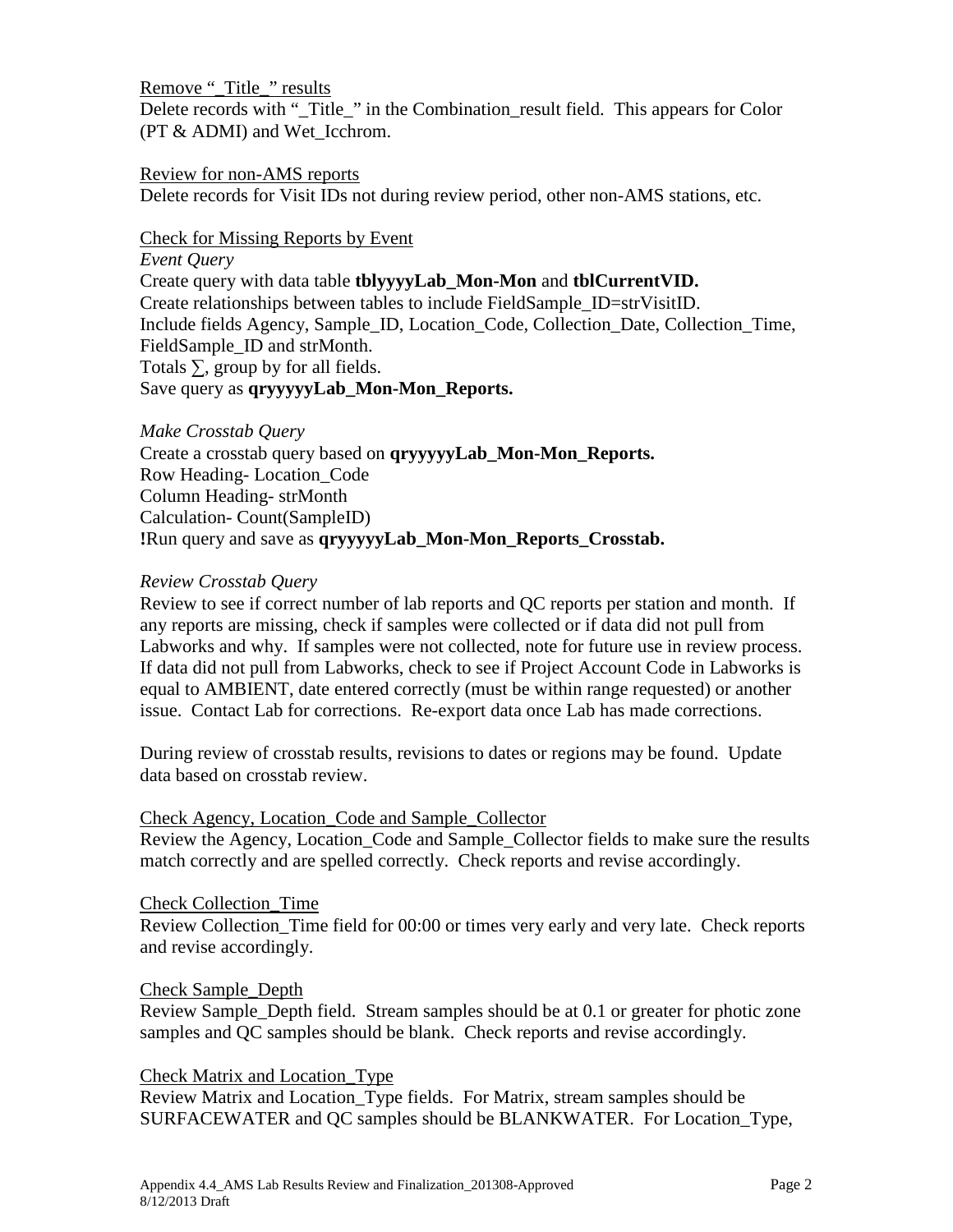Remove "_Title_" results

Delete records with "_Title_" in the Combination_result field. This appears for Color (PT & ADMI) and Wet_Icchrom.

Review for non-AMS reports

Delete records for Visit IDs not during review period, other non-AMS stations, etc.

Check for Missing Reports by Event

*Event Query*

Create query with data table **tblyyyyLab_Mon-Mon** and **tblCurrentVID.**
Create relationships between tables to include FieldSample_ID=strVisitID.
Include fields Agency, Sample_ID, Location_Code, Collection_Date, Collection_Time, FieldSample_ID and strMonth.
Totals ∑, group by for all fields.
Save query as **qryyyyyLab_Mon-Mon_Reports.**

*Make Crosstab Query*

Create a crosstab query based on **qryyyyyLab_Mon-Mon_Reports.**
Row Heading- Location_Code
Column Heading- strMonth
Calculation- Count(SampleID)
**!**Run query and save as **qryyyyyLab_Mon-Mon_Reports_Crosstab.**

*Review Crosstab Query*

Review to see if correct number of lab reports and QC reports per station and month. If any reports are missing, check if samples were collected or if data did not pull from Labworks and why. If samples were not collected, note for future use in review process. If data did not pull from Labworks, check to see if Project Account Code in Labworks is equal to AMBIENT, date entered correctly (must be within range requested) or another issue. Contact Lab for corrections. Re-export data once Lab has made corrections.

During review of crosstab results, revisions to dates or regions may be found. Update data based on crosstab review.

Check Agency, Location_Code and Sample_Collector

Review the Agency, Location_Code and Sample_Collector fields to make sure the results match correctly and are spelled correctly. Check reports and revise accordingly.

Check Collection_Time

Review Collection_Time field for 00:00 or times very early and very late. Check reports and revise accordingly.

Check Sample_Depth

Review Sample_Depth field. Stream samples should be at 0.1 or greater for photic zone samples and QC samples should be blank. Check reports and revise accordingly.

Check Matrix and Location_Type

Review Matrix and Location_Type fields. For Matrix, stream samples should be SURFACEWATER and QC samples should be BLANKWATER. For Location_Type,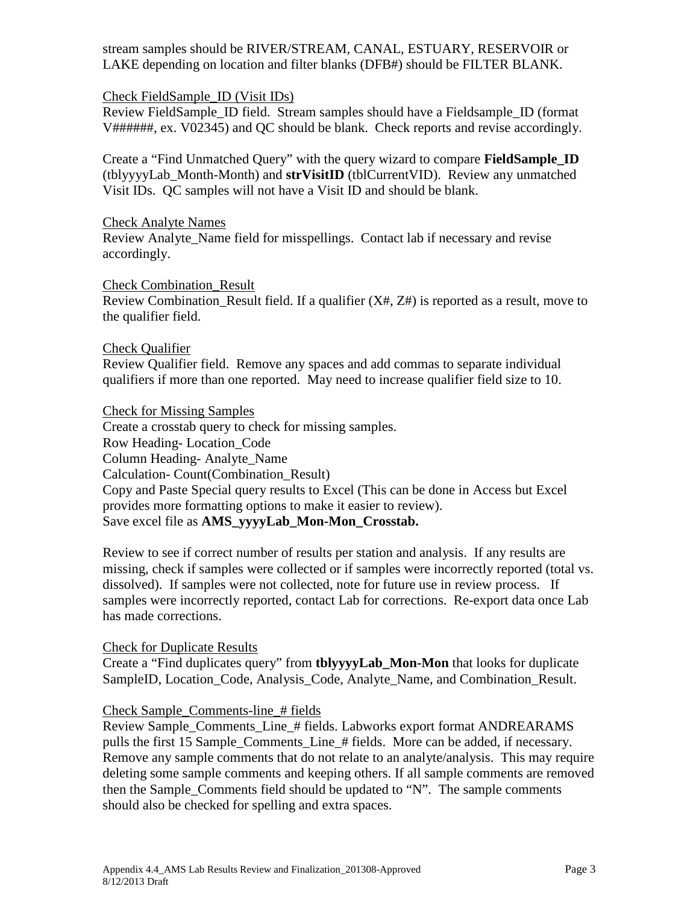stream samples should be RIVER/STREAM, CANAL, ESTUARY, RESERVOIR or LAKE depending on location and filter blanks (DFB#) should be FILTER BLANK.

Check FieldSample_ID (Visit IDs)

Review FieldSample_ID field. Stream samples should have a Fieldsample_ID (format V######, ex. V02345) and QC should be blank. Check reports and revise accordingly.

Create a "Find Unmatched Query" with the query wizard to compare **FieldSample_ID** (tblyyyyLab_Month-Month) and **strVisitID** (tblCurrentVID). Review any unmatched Visit IDs. QC samples will not have a Visit ID and should be blank.

Check Analyte Names

Review Analyte_Name field for misspellings. Contact lab if necessary and revise accordingly.

Check Combination_Result

Review Combination_Result field. If a qualifier (X#, Z#) is reported as a result, move to the qualifier field.

Check Qualifier

Review Qualifier field. Remove any spaces and add commas to separate individual qualifiers if more than one reported. May need to increase qualifier field size to 10.

Check for Missing Samples

Create a crosstab query to check for missing samples.
Row Heading- Location_Code
Column Heading- Analyte_Name
Calculation- Count(Combination_Result)
Copy and Paste Special query results to Excel (This can be done in Access but Excel provides more formatting options to make it easier to review).
Save excel file as **AMS_yyyyLab_Mon-Mon_Crosstab.**

Review to see if correct number of results per station and analysis. If any results are missing, check if samples were collected or if samples were incorrectly reported (total vs. dissolved). If samples were not collected, note for future use in review process. If samples were incorrectly reported, contact Lab for corrections. Re-export data once Lab has made corrections.

Check for Duplicate Results

Create a "Find duplicates query" from **tblyyyyLab_Mon-Mon** that looks for duplicate SampleID, Location_Code, Analysis_Code, Analyte_Name, and Combination_Result.

Check Sample_Comments-line_# fields

Review Sample_Comments_Line_# fields. Labworks export format ANDREARAMS pulls the first 15 Sample_Comments_Line_# fields. More can be added, if necessary. Remove any sample comments that do not relate to an analyte/analysis. This may require deleting some sample comments and keeping others. If all sample comments are removed then the Sample_Comments field should be updated to "N". The sample comments should also be checked for spelling and extra spaces.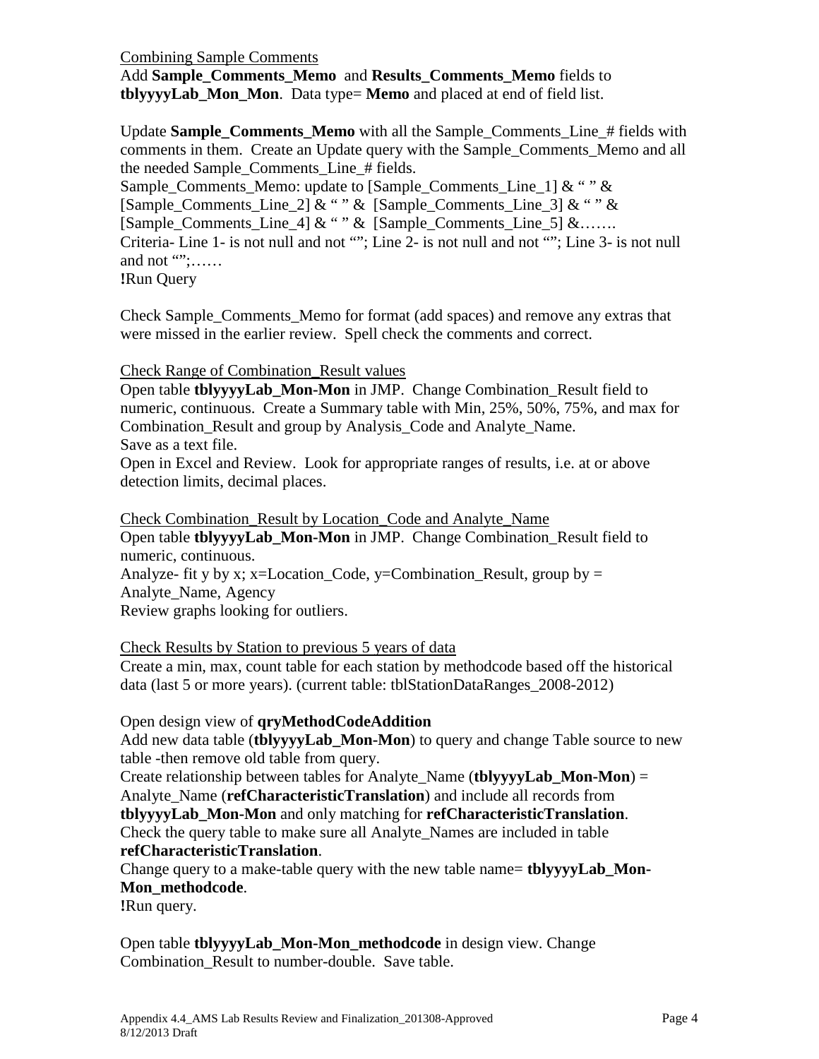Combining Sample Comments

Add **Sample_Comments_Memo** and **Results_Comments_Memo** fields to **tblyyyyLab_Mon_Mon**. Data type= **Memo** and placed at end of field list.

Update **Sample_Comments_Memo** with all the Sample_Comments_Line_# fields with comments in them. Create an Update query with the Sample_Comments_Memo and all the needed Sample_Comments_Line_# fields.
Sample_Comments_Memo: update to [Sample_Comments_Line_1] & " " & [Sample_Comments_Line_2] & " " & [Sample_Comments_Line_3] & " " & [Sample_Comments_Line_4] & " " & [Sample_Comments_Line_5] &…….
Criteria- Line 1- is not null and not ""; Line 2- is not null and not ""; Line 3- is not null and not "";……
**!**Run Query

Check Sample_Comments_Memo for format (add spaces) and remove any extras that were missed in the earlier review. Spell check the comments and correct.

Check Range of Combination_Result values

Open table **tblyyyyLab_Mon-Mon** in JMP. Change Combination_Result field to numeric, continuous. Create a Summary table with Min, 25%, 50%, 75%, and max for Combination_Result and group by Analysis_Code and Analyte_Name.
Save as a text file.
Open in Excel and Review. Look for appropriate ranges of results, i.e. at or above detection limits, decimal places.

Check Combination_Result by Location_Code and Analyte_Name

Open table **tblyyyyLab_Mon-Mon** in JMP. Change Combination_Result field to numeric, continuous.
Analyze- fit y by x; x=Location_Code, y=Combination_Result, group by = Analyte_Name, Agency
Review graphs looking for outliers.

Check Results by Station to previous 5 years of data

Create a min, max, count table for each station by methodcode based off the historical data (last 5 or more years). (current table: tblStationDataRanges_2008-2012)

Open design view of **qryMethodCodeAddition**
Add new data table (**tblyyyyLab_Mon-Mon**) to query and change Table source to new table -then remove old table from query.
Create relationship between tables for Analyte_Name (**tblyyyyLab_Mon-Mon**) = Analyte_Name (**refCharacteristicTranslation**) and include all records from **tblyyyyLab_Mon-Mon** and only matching for **refCharacteristicTranslation**.
Check the query table to make sure all Analyte_Names are included in table **refCharacteristicTranslation**.
Change query to a make-table query with the new table name= **tblyyyyLab_Mon-Mon_methodcode**.
**!**Run query.

Open table **tblyyyyLab_Mon-Mon_methodcode** in design view. Change Combination_Result to number-double. Save table.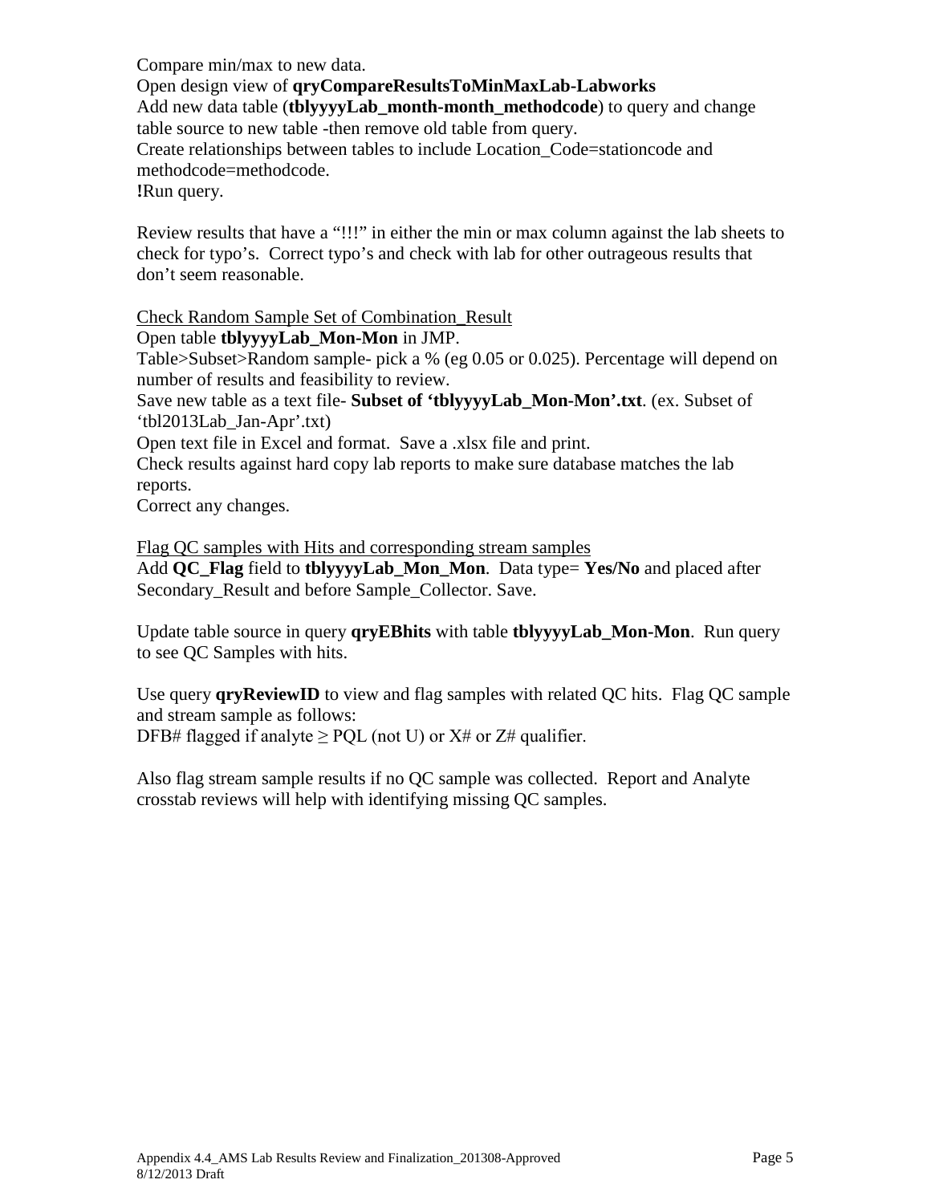Compare min/max to new data.
Open design view of **qryCompareResultsToMinMaxLab-Labworks**
Add new data table (**tblyyyyLab_month-month_methodcode**) to query and change table source to new table -then remove old table from query.
Create relationships between tables to include Location_Code=stationcode and methodcode=methodcode.
**!**Run query.

Review results that have a "!!!" in either the min or max column against the lab sheets to check for typo's. Correct typo's and check with lab for other outrageous results that don't seem reasonable.

<u>Check Random Sample Set of Combination_Result</u>
Open table **tblyyyyLab_Mon-Mon** in JMP.
Table>Subset>Random sample- pick a % (eg 0.05 or 0.025). Percentage will depend on number of results and feasibility to review.
Save new table as a text file- **Subset of 'tblyyyyLab_Mon-Mon'.txt**. (ex. Subset of 'tbl2013Lab_Jan-Apr'.txt)
Open text file in Excel and format. Save a .xlsx file and print.
Check results against hard copy lab reports to make sure database matches the lab reports.
Correct any changes.

<u>Flag QC samples with Hits and corresponding stream samples</u>
Add **QC_Flag** field to **tblyyyyLab_Mon_Mon**. Data type= **Yes/No** and placed after Secondary_Result and before Sample_Collector. Save.

Update table source in query **qryEBhits** with table **tblyyyyLab_Mon-Mon**. Run query to see QC Samples with hits.

Use query **qryReviewID** to view and flag samples with related QC hits. Flag QC sample and stream sample as follows:
DFB# flagged if analyte ≥ PQL (not U) or X# or Z# qualifier.

Also flag stream sample results if no QC sample was collected. Report and Analyte crosstab reviews will help with identifying missing QC samples.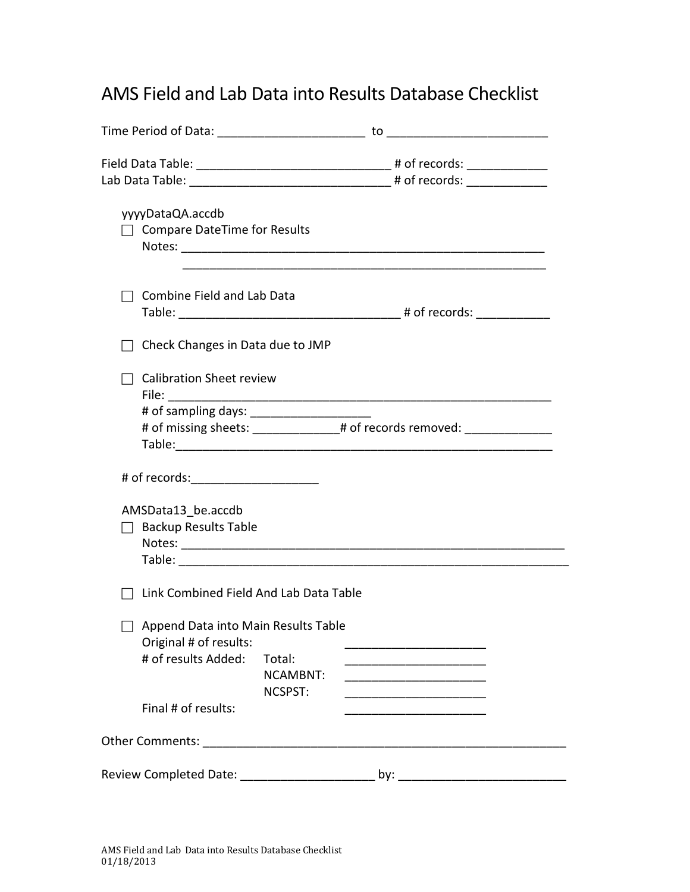# AMS Field and Lab Data into Results Database Checklist

Time Period of Data: ______________________ to ________________________

Field Data Table: ______________________________ # of records: ____________
Lab Data Table: _______________________________ # of records: ____________

yyyyDataQA.accdb

- ☐ Compare DateTime for Results
  Notes: ________________________________________________________
  ________________________________________________________

- ☐ Combine Field and Lab Data
  Table: _________________________________ # of records: ___________

- ☐ Check Changes in Data due to JMP

- ☐ Calibration Sheet review
  File: ___________________________________________________________
  # of sampling days: __________________
  # of missing sheets: _____________# of records removed: _____________
  Table:__________________________________________________________

# of records:___________________

AMSData13_be.accdb

- ☐ Backup Results Table
  Notes: ___________________________________________________________
  Table: ____________________________________________________________

- ☐ Link Combined Field And Lab Data Table

- ☐ Append Data into Main Results Table

| | | |
|---|---|---|
| Original # of results: | | _____________________ |
| # of results Added: | Total: | _____________________ |
| | NCAMBNT: | _____________________ |
| | NCSPST: | _____________________ |
| Final # of results: | | _____________________ |

Other Comments: _______________________________________________________

Review Completed Date: ____________________ by: _________________________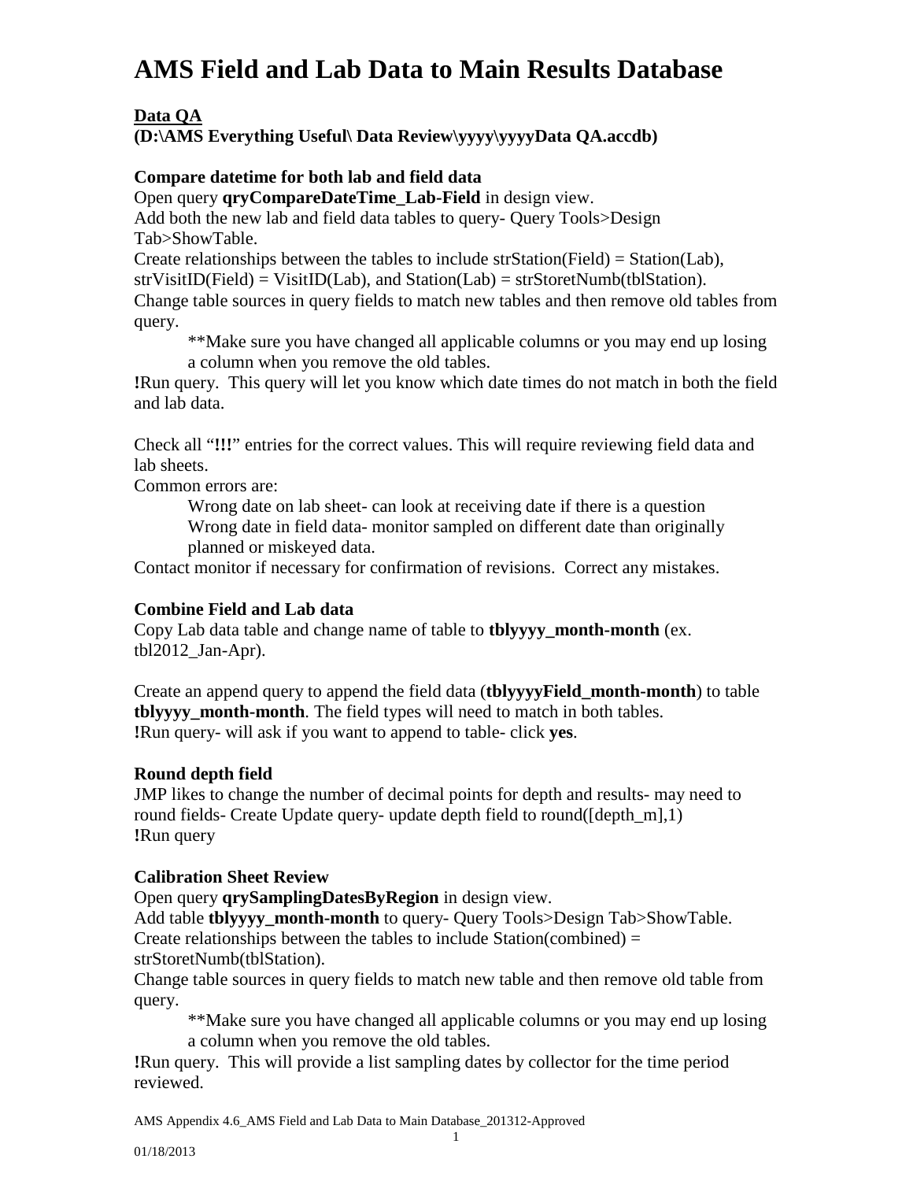# AMS Field and Lab Data to Main Results Database

**Data QA**
**(D:\AMS Everything Useful\ Data Review\yyyy\yyyyData QA.accdb)**

**Compare datetime for both lab and field data**

Open query **qryCompareDateTime_Lab-Field** in design view.
Add both the new lab and field data tables to query- Query Tools>Design Tab>ShowTable.
Create relationships between the tables to include strStation(Field) = Station(Lab), strVisitID(Field) = VisitID(Lab), and Station(Lab) = strStoretNumb(tblStation).
Change table sources in query fields to match new tables and then remove old tables from query.

> **Make sure you have changed all applicable columns or you may end up losing a column when you remove the old tables.

**!**Run query. This query will let you know which date times do not match in both the field and lab data.

Check all "**!!!**" entries for the correct values. This will require reviewing field data and lab sheets.
Common errors are:

> Wrong date on lab sheet- can look at receiving date if there is a question
> Wrong date in field data- monitor sampled on different date than originally planned or miskeyed data.

Contact monitor if necessary for confirmation of revisions. Correct any mistakes.

**Combine Field and Lab data**

Copy Lab data table and change name of table to **tblyyyy_month-month** (ex. tbl2012_Jan-Apr).

Create an append query to append the field data (**tblyyyyField_month-month**) to table **tblyyyy_month-month**. The field types will need to match in both tables.
**!**Run query- will ask if you want to append to table- click **yes**.

**Round depth field**

JMP likes to change the number of decimal points for depth and results- may need to round fields- Create Update query- update depth field to round([depth_m],1)
**!**Run query

**Calibration Sheet Review**

Open query **qrySamplingDatesByRegion** in design view.
Add table **tblyyyy_month-month** to query- Query Tools>Design Tab>ShowTable.
Create relationships between the tables to include Station(combined) = strStoretNumb(tblStation).
Change table sources in query fields to match new table and then remove old table from query.

> **Make sure you have changed all applicable columns or you may end up losing a column when you remove the old tables.

**!**Run query. This will provide a list sampling dates by collector for the time period reviewed.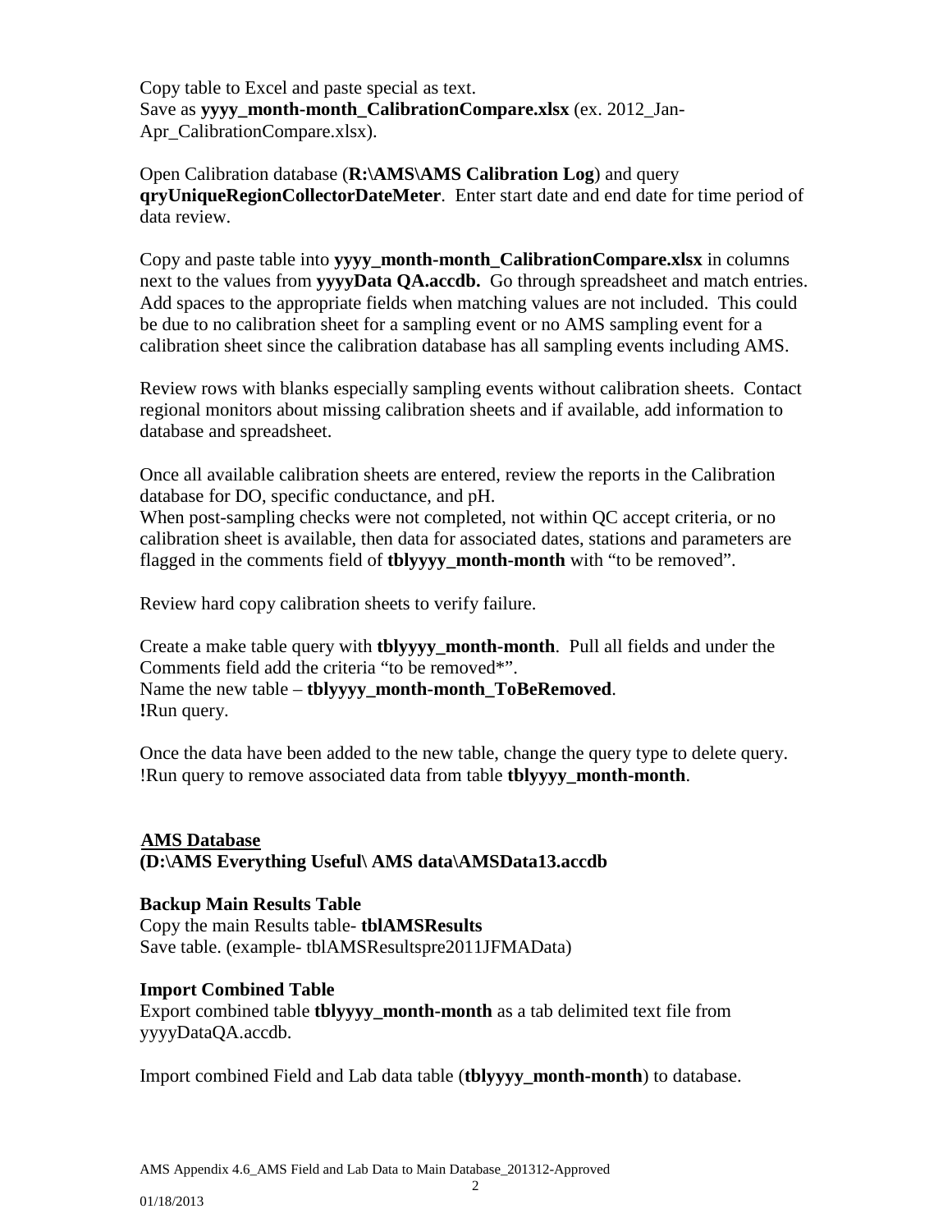Copy table to Excel and paste special as text.
Save as **yyyy_month-month_CalibrationCompare.xlsx** (ex. 2012_Jan-Apr_CalibrationCompare.xlsx).

Open Calibration database (**R:\AMS\AMS Calibration Log**) and query **qryUniqueRegionCollectorDateMeter**. Enter start date and end date for time period of data review.

Copy and paste table into **yyyy_month-month_CalibrationCompare.xlsx** in columns next to the values from **yyyyData QA.accdb.** Go through spreadsheet and match entries. Add spaces to the appropriate fields when matching values are not included. This could be due to no calibration sheet for a sampling event or no AMS sampling event for a calibration sheet since the calibration database has all sampling events including AMS.

Review rows with blanks especially sampling events without calibration sheets. Contact regional monitors about missing calibration sheets and if available, add information to database and spreadsheet.

Once all available calibration sheets are entered, review the reports in the Calibration database for DO, specific conductance, and pH.
When post-sampling checks were not completed, not within QC accept criteria, or no calibration sheet is available, then data for associated dates, stations and parameters are flagged in the comments field of **tblyyyy_month-month** with "to be removed".

Review hard copy calibration sheets to verify failure.

Create a make table query with **tblyyyy_month-month**. Pull all fields and under the Comments field add the criteria "to be removed*".
Name the new table – **tblyyyy_month-month_ToBeRemoved**.
**!**Run query.

Once the data have been added to the new table, change the query type to delete query. !Run query to remove associated data from table **tblyyyy_month-month**.

## AMS Database

**(D:\AMS Everything Useful\ AMS data\AMSData13.accdb**

### Backup Main Results Table

Copy the main Results table- **tblAMSResults**
Save table. (example- tblAMSResultspre2011JFMAData)

### Import Combined Table

Export combined table **tblyyyy_month-month** as a tab delimited text file from yyyyDataQA.accdb.

Import combined Field and Lab data table (**tblyyyy_month-month**) to database.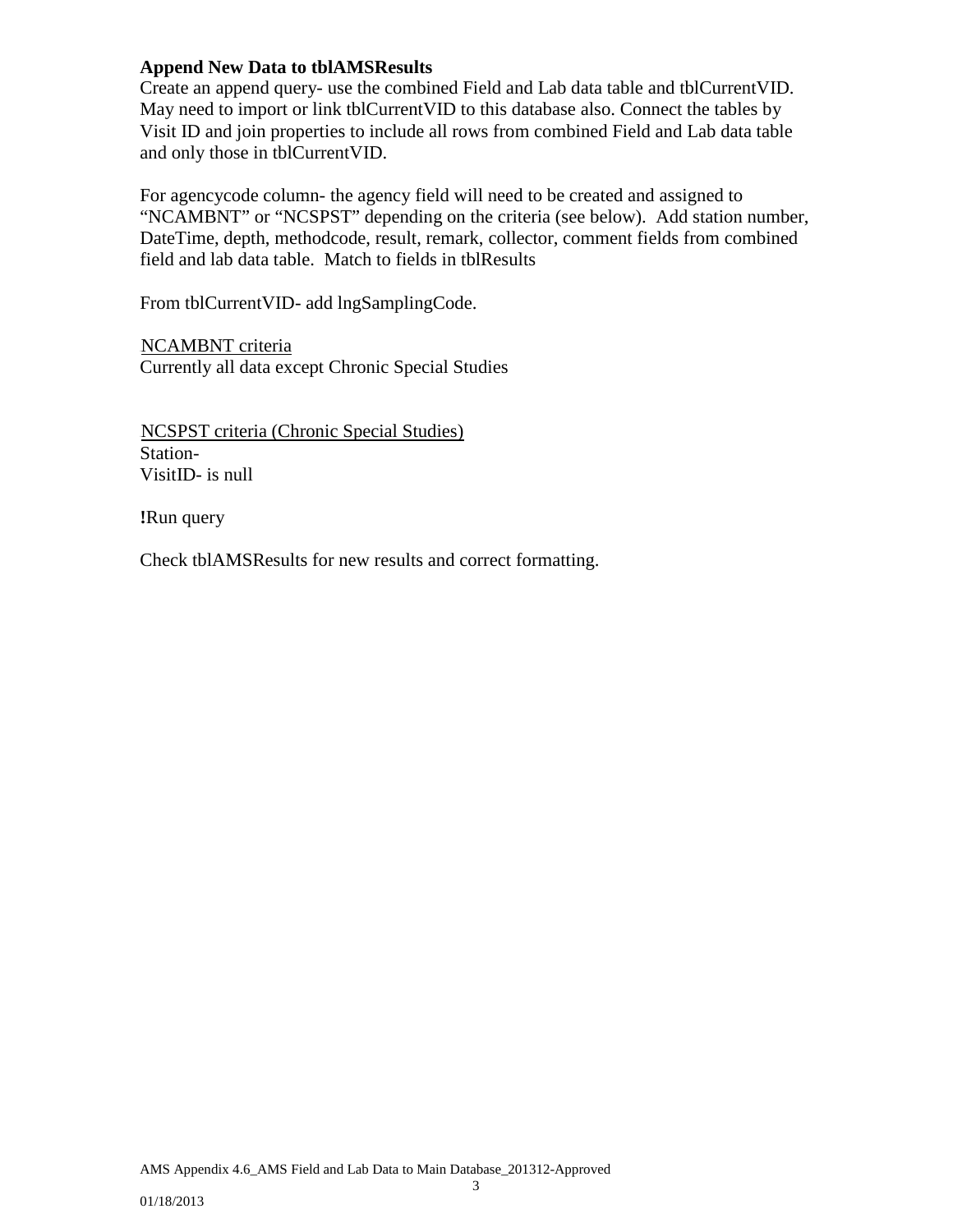**Append New Data to tblAMSResults**

Create an append query- use the combined Field and Lab data table and tblCurrentVID. May need to import or link tblCurrentVID to this database also. Connect the tables by Visit ID and join properties to include all rows from combined Field and Lab data table and only those in tblCurrentVID.

For agencycode column- the agency field will need to be created and assigned to "NCAMBNT" or "NCSPST" depending on the criteria (see below). Add station number, DateTime, depth, methodcode, result, remark, collector, comment fields from combined field and lab data table. Match to fields in tblResults

From tblCurrentVID- add lngSamplingCode.

<u>NCAMBNT criteria</u>
Currently all data except Chronic Special Studies

<u>NCSPST criteria (Chronic Special Studies)</u>
Station-
VisitID- is null

**!**Run query

Check tblAMSResults for new results and correct formatting.